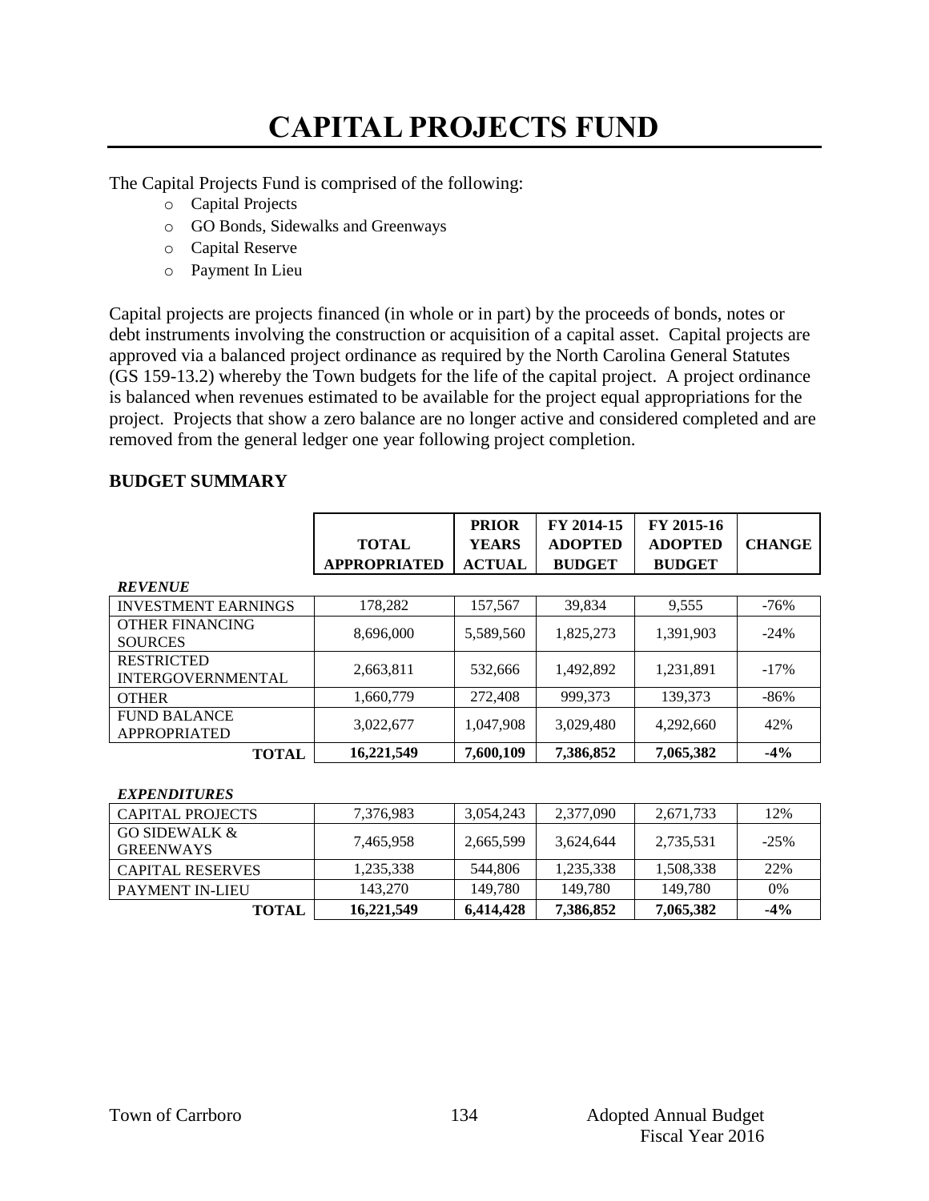# CAPITAL PROJECTS FUND

The Capital Projects Fund is comprised of the following:

- Capital Projects
- GO Bonds, Sidewalks and Greenways
- Capital Reserve
- Payment In Lieu

Capital projects are projects financed (in whole or in part) by the proceeds of bonds, notes or debt instruments involving the construction or acquisition of a capital asset. Capital projects are approved via a balanced project ordinance as required by the North Carolina General Statutes (GS 159-13.2) whereby the Town budgets for the life of the capital project. A project ordinance is balanced when revenues estimated to be available for the project equal appropriations for the project. Projects that show a zero balance are no longer active and considered completed and are removed from the general ledger one year following project completion.

## BUDGET SUMMARY

| | TOTAL APPROPRIATED | PRIOR YEARS ACTUAL | FY 2014-15 ADOPTED BUDGET | FY 2015-16 ADOPTED BUDGET | CHANGE |
|---|---|---|---|---|---|
| ***REVENUE*** | | | | | |
| INVESTMENT EARNINGS | 178,282 | 157,567 | 39,834 | 9,555 | -76% |
| OTHER FINANCING SOURCES | 8,696,000 | 5,589,560 | 1,825,273 | 1,391,903 | -24% |
| RESTRICTED INTERGOVERNMENTAL | 2,663,811 | 532,666 | 1,492,892 | 1,231,891 | -17% |
| OTHER | 1,660,779 | 272,408 | 999,373 | 139,373 | -86% |
| FUND BALANCE APPROPRIATED | 3,022,677 | 1,047,908 | 3,029,480 | 4,292,660 | 42% |
| **TOTAL** | **16,221,549** | **7,600,109** | **7,386,852** | **7,065,382** | **-4%** |
| ***EXPENDITURES*** | | | | | |
| CAPITAL PROJECTS | 7,376,983 | 3,054,243 | 2,377,090 | 2,671,733 | 12% |
| GO SIDEWALK & GREENWAYS | 7,465,958 | 2,665,599 | 3,624,644 | 2,735,531 | -25% |
| CAPITAL RESERVES | 1,235,338 | 544,806 | 1,235,338 | 1,508,338 | 22% |
| PAYMENT IN-LIEU | 143,270 | 149,780 | 149,780 | 149,780 | 0% |
| **TOTAL** | **16,221,549** | **6,414,428** | **7,386,852** | **7,065,382** | **-4%** |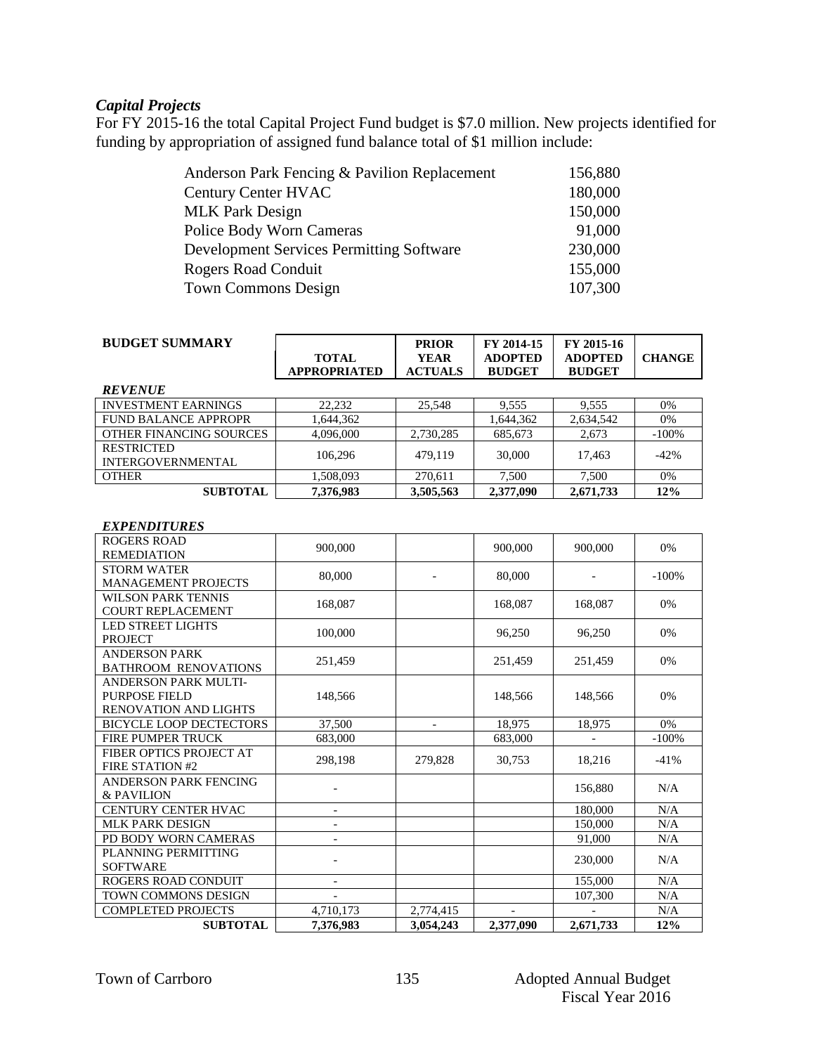### *Capital Projects*

For FY 2015-16 the total Capital Project Fund budget is $7.0 million. New projects identified for funding by appropriation of assigned fund balance total of $1 million include:

| | |
|---|---:|
| Anderson Park Fencing & Pavilion Replacement | 156,880 |
| Century Center HVAC | 180,000 |
| MLK Park Design | 150,000 |
| Police Body Worn Cameras | 91,000 |
| Development Services Permitting Software | 230,000 |
| Rogers Road Conduit | 155,000 |
| Town Commons Design | 107,300 |

| BUDGET SUMMARY | TOTAL APPROPRIATED | PRIOR YEAR ACTUALS | FY 2014-15 ADOPTED BUDGET | FY 2015-16 ADOPTED BUDGET | CHANGE |
|---|---|---|---|---|---|
| ***REVENUE*** | | | | | |
| INVESTMENT EARNINGS | 22,232 | 25,548 | 9,555 | 9,555 | 0% |
| FUND BALANCE APPROPR | 1,644,362 | | 1,644,362 | 2,634,542 | 0% |
| OTHER FINANCING SOURCES | 4,096,000 | 2,730,285 | 685,673 | 2,673 | -100% |
| RESTRICTED INTERGOVERNMENTAL | 106,296 | 479,119 | 30,000 | 17,463 | -42% |
| OTHER | 1,508,093 | 270,611 | 7,500 | 7,500 | 0% |
| **SUBTOTAL** | **7,376,983** | **3,505,563** | **2,377,090** | **2,671,733** | **12%** |
| ***EXPENDITURES*** | | | | | |
| ROGERS ROAD REMEDIATION | 900,000 | | 900,000 | 900,000 | 0% |
| STORM WATER MANAGEMENT PROJECTS | 80,000 | - | 80,000 | - | -100% |
| WILSON PARK TENNIS COURT REPLACEMENT | 168,087 | | 168,087 | 168,087 | 0% |
| LED STREET LIGHTS PROJECT | 100,000 | | 96,250 | 96,250 | 0% |
| ANDERSON PARK BATHROOM RENOVATIONS | 251,459 | | 251,459 | 251,459 | 0% |
| ANDERSON PARK MULTI-PURPOSE FIELD RENOVATION AND LIGHTS | 148,566 | | 148,566 | 148,566 | 0% |
| BICYCLE LOOP DECTECTORS | 37,500 | - | 18,975 | 18,975 | 0% |
| FIRE PUMPER TRUCK | 683,000 | | 683,000 | - | -100% |
| FIBER OPTICS PROJECT AT FIRE STATION #2 | 298,198 | 279,828 | 30,753 | 18,216 | -41% |
| ANDERSON PARK FENCING & PAVILION | - | | | 156,880 | N/A |
| CENTURY CENTER HVAC | - | | | 180,000 | N/A |
| MLK PARK DESIGN | - | | | 150,000 | N/A |
| PD BODY WORN CAMERAS | - | | | 91,000 | N/A |
| PLANNING PERMITTING SOFTWARE | - | | | 230,000 | N/A |
| ROGERS ROAD CONDUIT | - | | | 155,000 | N/A |
| TOWN COMMONS DESIGN | - | | | 107,300 | N/A |
| COMPLETED PROJECTS | 4,710,173 | 2,774,415 | - | - | N/A |
| **SUBTOTAL** | **7,376,983** | **3,054,243** | **2,377,090** | **2,671,733** | **12%** |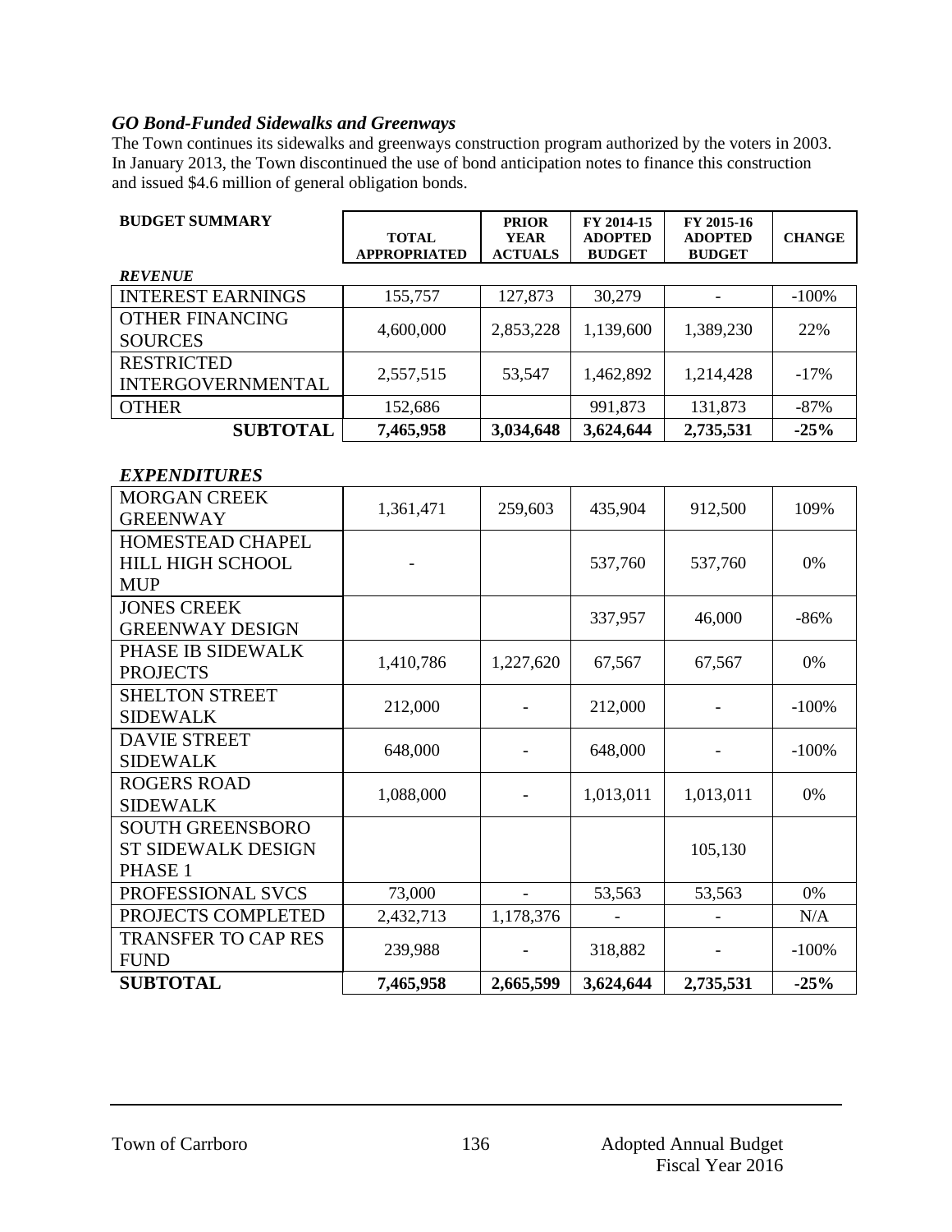### *GO Bond-Funded Sidewalks and Greenways*

The Town continues its sidewalks and greenways construction program authorized by the voters in 2003. In January 2013, the Town discontinued the use of bond anticipation notes to finance this construction and issued $4.6 million of general obligation bonds.

| BUDGET SUMMARY | TOTAL APPROPRIATED | PRIOR YEAR ACTUALS | FY 2014-15 ADOPTED BUDGET | FY 2015-16 ADOPTED BUDGET | CHANGE |
|---|---|---|---|---|---|
| ***REVENUE*** | | | | | |
| INTEREST EARNINGS | 155,757 | 127,873 | 30,279 | - | -100% |
| OTHER FINANCING SOURCES | 4,600,000 | 2,853,228 | 1,139,600 | 1,389,230 | 22% |
| RESTRICTED INTERGOVERNMENTAL | 2,557,515 | 53,547 | 1,462,892 | 1,214,428 | -17% |
| OTHER | 152,686 | | 991,873 | 131,873 | -87% |
| **SUBTOTAL** | **7,465,958** | **3,034,648** | **3,624,644** | **2,735,531** | **-25%** |
| ***EXPENDITURES*** | | | | | |
| MORGAN CREEK GREENWAY | 1,361,471 | 259,603 | 435,904 | 912,500 | 109% |
| HOMESTEAD CHAPEL HILL HIGH SCHOOL MUP | - | | 537,760 | 537,760 | 0% |
| JONES CREEK GREENWAY DESIGN | | | 337,957 | 46,000 | -86% |
| PHASE IB SIDEWALK PROJECTS | 1,410,786 | 1,227,620 | 67,567 | 67,567 | 0% |
| SHELTON STREET SIDEWALK | 212,000 | - | 212,000 | - | -100% |
| DAVIE STREET SIDEWALK | 648,000 | - | 648,000 | - | -100% |
| ROGERS ROAD SIDEWALK | 1,088,000 | - | 1,013,011 | 1,013,011 | 0% |
| SOUTH GREENSBORO ST SIDEWALK DESIGN PHASE 1 | | | | 105,130 | |
| PROFESSIONAL SVCS | 73,000 | - | 53,563 | 53,563 | 0% |
| PROJECTS COMPLETED | 2,432,713 | 1,178,376 | - | - | N/A |
| TRANSFER TO CAP RES FUND | 239,988 | - | 318,882 | - | -100% |
| **SUBTOTAL** | **7,465,958** | **2,665,599** | **3,624,644** | **2,735,531** | **-25%** |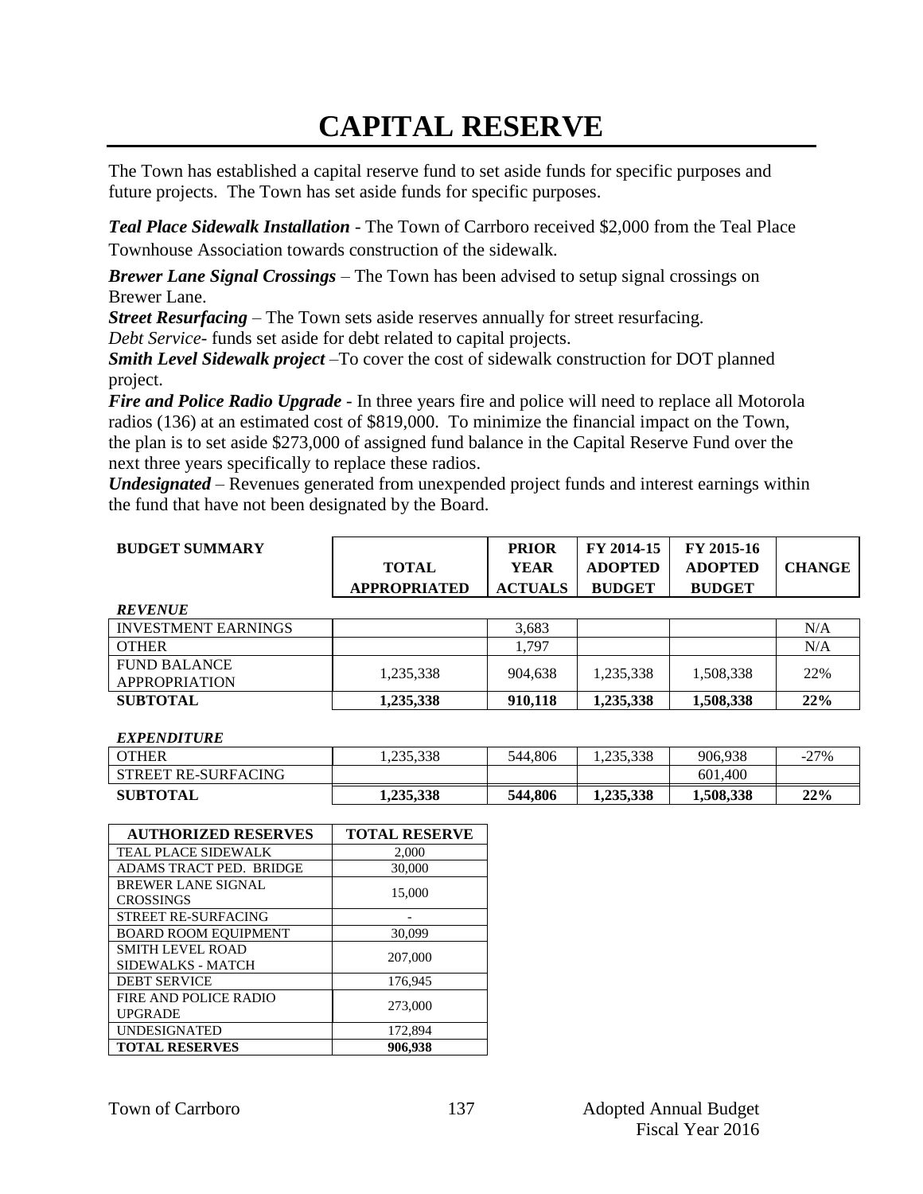# CAPITAL RESERVE

The Town has established a capital reserve fund to set aside funds for specific purposes and future projects. The Town has set aside funds for specific purposes.

***Teal Place Sidewalk Installation*** - The Town of Carrboro received $2,000 from the Teal Place Townhouse Association towards construction of the sidewalk.

***Brewer Lane Signal Crossings*** – The Town has been advised to setup signal crossings on Brewer Lane.

***Street Resurfacing*** – The Town sets aside reserves annually for street resurfacing.

*Debt Service*- funds set aside for debt related to capital projects.

***Smith Level Sidewalk project*** –To cover the cost of sidewalk construction for DOT planned project.

***Fire and Police Radio Upgrade*** - In three years fire and police will need to replace all Motorola radios (136) at an estimated cost of $819,000. To minimize the financial impact on the Town, the plan is to set aside $273,000 of assigned fund balance in the Capital Reserve Fund over the next three years specifically to replace these radios.

***Undesignated*** – Revenues generated from unexpended project funds and interest earnings within the fund that have not been designated by the Board.

| BUDGET SUMMARY | TOTAL APPROPRIATED | PRIOR YEAR ACTUALS | FY 2014-15 ADOPTED BUDGET | FY 2015-16 ADOPTED BUDGET | CHANGE |
|---|---|---|---|---|---|
| ***REVENUE*** | | | | | |
| INVESTMENT EARNINGS | | 3,683 | | | N/A |
| OTHER | | 1,797 | | | N/A |
| FUND BALANCE APPROPRIATION | 1,235,338 | 904,638 | 1,235,338 | 1,508,338 | 22% |
| **SUBTOTAL** | **1,235,338** | **910,118** | **1,235,338** | **1,508,338** | **22%** |
| ***EXPENDITURE*** | | | | | |
| OTHER | 1,235,338 | 544,806 | 1,235,338 | 906,938 | -27% |
| STREET RE-SURFACING | | | | 601,400 | |
| **SUBTOTAL** | **1,235,338** | **544,806** | **1,235,338** | **1,508,338** | **22%** |

| AUTHORIZED RESERVES | TOTAL RESERVE |
|---|---|
| TEAL PLACE SIDEWALK | 2,000 |
| ADAMS TRACT PED. BRIDGE | 30,000 |
| BREWER LANE SIGNAL CROSSINGS | 15,000 |
| STREET RE-SURFACING | - |
| BOARD ROOM EQUIPMENT | 30,099 |
| SMITH LEVEL ROAD SIDEWALKS - MATCH | 207,000 |
| DEBT SERVICE | 176,945 |
| FIRE AND POLICE RADIO UPGRADE | 273,000 |
| UNDESIGNATED | 172,894 |
| **TOTAL RESERVES** | **906,938** |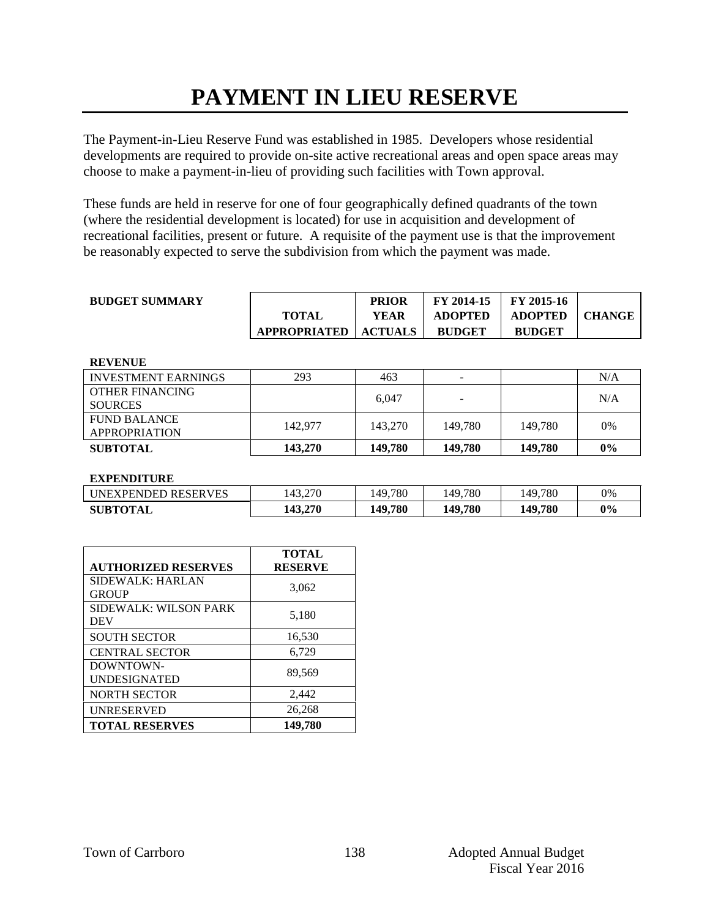# PAYMENT IN LIEU RESERVE

The Payment-in-Lieu Reserve Fund was established in 1985. Developers whose residential developments are required to provide on-site active recreational areas and open space areas may choose to make a payment-in-lieu of providing such facilities with Town approval.

These funds are held in reserve for one of four geographically defined quadrants of the town (where the residential development is located) for use in acquisition and development of recreational facilities, present or future. A requisite of the payment use is that the improvement be reasonably expected to serve the subdivision from which the payment was made.

| BUDGET SUMMARY | TOTAL APPROPRIATED | PRIOR YEAR ACTUALS | FY 2014-15 ADOPTED BUDGET | FY 2015-16 ADOPTED BUDGET | CHANGE |
|---|---|---|---|---|---|
| **REVENUE** | | | | | |
| INVESTMENT EARNINGS | 293 | 463 | - | | N/A |
| OTHER FINANCING SOURCES | | 6,047 | - | | N/A |
| FUND BALANCE APPROPRIATION | 142,977 | 143,270 | 149,780 | 149,780 | 0% |
| **SUBTOTAL** | **143,270** | **149,780** | **149,780** | **149,780** | **0%** |
| **EXPENDITURE** | | | | | |
| UNEXPENDED RESERVES | 143,270 | 149,780 | 149,780 | 149,780 | 0% |
| **SUBTOTAL** | **143,270** | **149,780** | **149,780** | **149,780** | **0%** |

| AUTHORIZED RESERVES | TOTAL RESERVE |
|---|---|
| SIDEWALK: HARLAN GROUP | 3,062 |
| SIDEWALK: WILSON PARK DEV | 5,180 |
| SOUTH SECTOR | 16,530 |
| CENTRAL SECTOR | 6,729 |
| DOWNTOWN-UNDESIGNATED | 89,569 |
| NORTH SECTOR | 2,442 |
| UNRESERVED | 26,268 |
| **TOTAL RESERVES** | **149,780** |